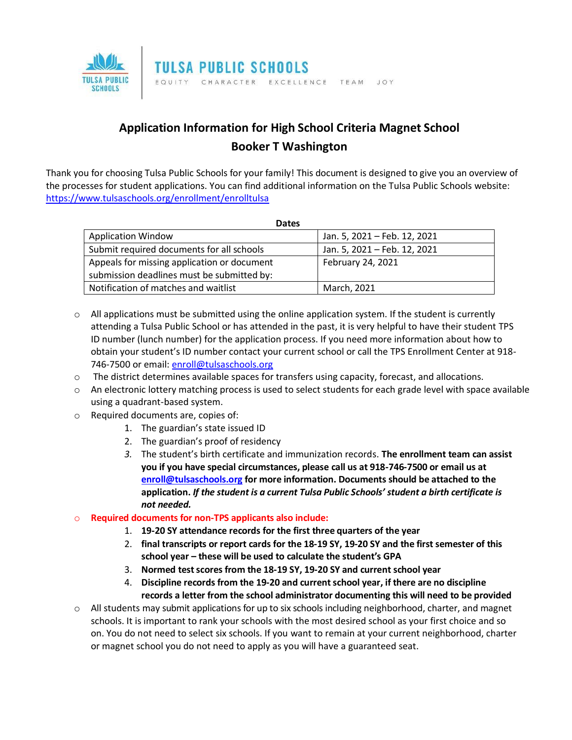TULSA PUBLIC SCHOOLS

TULSA PUBLIC SCHOOLS

EQUITY CHARACTER EXCELLENCE TEAM JOY

# Application Information for High School Criteria Magnet School
## Booker T Washington

Thank you for choosing Tulsa Public Schools for your family! This document is designed to give you an overview of the processes for student applications. You can find additional information on the Tulsa Public Schools website: [https://www.tulsaschools.org/enrollment/enrolltulsa](https://www.tulsaschools.org/enrollment/enrolltulsa)

**Dates**

| | |
|---|---|
| Application Window | Jan. 5, 2021 – Feb. 12, 2021 |
| Submit required documents for all schools | Jan. 5, 2021 – Feb. 12, 2021 |
| Appeals for missing application or document submission deadlines must be submitted by: | February 24, 2021 |
| Notification of matches and waitlist | March, 2021 |

- All applications must be submitted using the online application system. If the student is currently attending a Tulsa Public School or has attended in the past, it is very helpful to have their student TPS ID number (lunch number) for the application process. If you need more information about how to obtain your student's ID number contact your current school or call the TPS Enrollment Center at 918-746-7500 or email: [enroll@tulsaschools.org](mailto:enroll@tulsaschools.org)
- The district determines available spaces for transfers using capacity, forecast, and allocations.
- An electronic lottery matching process is used to select students for each grade level with space available using a quadrant-based system.
- Required documents are, copies of:
  1. The guardian's state issued ID
  2. The guardian's proof of residency
  3. The student's birth certificate and immunization records. **The enrollment team can assist you if you have special circumstances, please call us at 918-746-7500 or email us at [enroll@tulsaschools.org](mailto:enroll@tulsaschools.org) for more information. Documents should be attached to the application.** ***If the student is a current Tulsa Public Schools' student a birth certificate is not needed.***
- **Required documents for non-TPS applicants also include:**
  1. **19-20 SY attendance records for the first three quarters of the year**
  2. **final transcripts or report cards for the 18-19 SY, 19-20 SY and the first semester of this school year – these will be used to calculate the student's GPA**
  3. **Normed test scores from the 18-19 SY, 19-20 SY and current school year**
  4. **Discipline records from the 19-20 and current school year, if there are no discipline records a letter from the school administrator documenting this will need to be provided**
- All students may submit applications for up to six schools including neighborhood, charter, and magnet schools. It is important to rank your schools with the most desired school as your first choice and so on. You do not need to select six schools. If you want to remain at your current neighborhood, charter or magnet school you do not need to apply as you will have a guaranteed seat.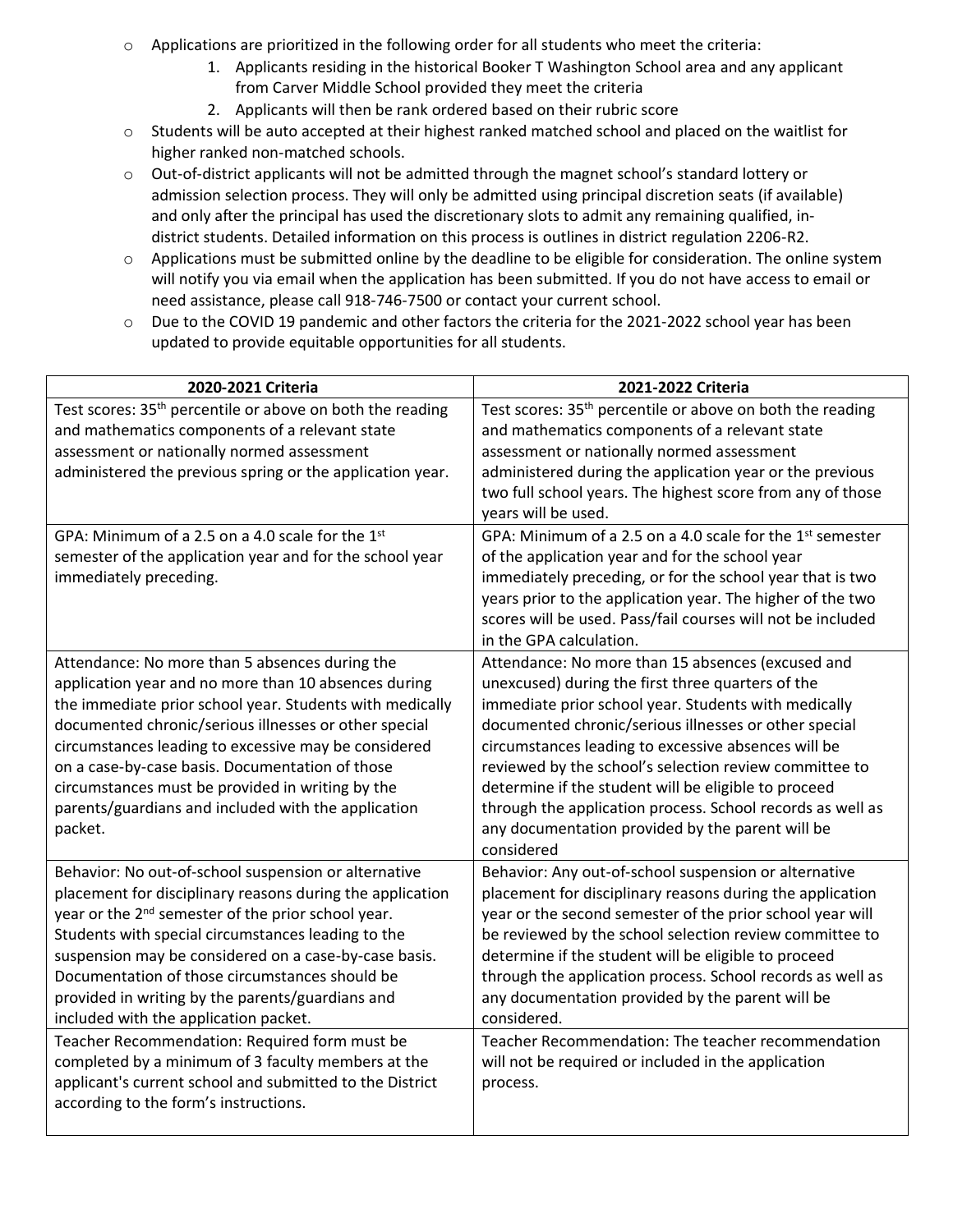- Applications are prioritized in the following order for all students who meet the criteria:
    1. Applicants residing in the historical Booker T Washington School area and any applicant from Carver Middle School provided they meet the criteria
    2. Applicants will then be rank ordered based on their rubric score
- Students will be auto accepted at their highest ranked matched school and placed on the waitlist for higher ranked non-matched schools.
- Out-of-district applicants will not be admitted through the magnet school's standard lottery or admission selection process. They will only be admitted using principal discretion seats (if available) and only after the principal has used the discretionary slots to admit any remaining qualified, in-district students. Detailed information on this process is outlines in district regulation 2206-R2.
- Applications must be submitted online by the deadline to be eligible for consideration. The online system will notify you via email when the application has been submitted. If you do not have access to email or need assistance, please call 918-746-7500 or contact your current school.
- Due to the COVID 19 pandemic and other factors the criteria for the 2021-2022 school year has been updated to provide equitable opportunities for all students.

| 2020-2021 Criteria | 2021-2022 Criteria |
|---|---|
| Test scores: 35th percentile or above on both the reading and mathematics components of a relevant state assessment or nationally normed assessment administered the previous spring or the application year. | Test scores: 35th percentile or above on both the reading and mathematics components of a relevant state assessment or nationally normed assessment administered during the application year or the previous two full school years. The highest score from any of those years will be used. |
| GPA: Minimum of a 2.5 on a 4.0 scale for the 1st semester of the application year and for the school year immediately preceding. | GPA: Minimum of a 2.5 on a 4.0 scale for the 1st semester of the application year and for the school year immediately preceding, or for the school year that is two years prior to the application year. The higher of the two scores will be used. Pass/fail courses will not be included in the GPA calculation. |
| Attendance: No more than 5 absences during the application year and no more than 10 absences during the immediate prior school year. Students with medically documented chronic/serious illnesses or other special circumstances leading to excessive may be considered on a case-by-case basis. Documentation of those circumstances must be provided in writing by the parents/guardians and included with the application packet. | Attendance: No more than 15 absences (excused and unexcused) during the first three quarters of the immediate prior school year. Students with medically documented chronic/serious illnesses or other special circumstances leading to excessive absences will be reviewed by the school's selection review committee to determine if the student will be eligible to proceed through the application process. School records as well as any documentation provided by the parent will be considered |
| Behavior: No out-of-school suspension or alternative placement for disciplinary reasons during the application year or the 2nd semester of the prior school year. Students with special circumstances leading to the suspension may be considered on a case-by-case basis. Documentation of those circumstances should be provided in writing by the parents/guardians and included with the application packet. | Behavior: Any out-of-school suspension or alternative placement for disciplinary reasons during the application year or the second semester of the prior school year will be reviewed by the school selection review committee to determine if the student will be eligible to proceed through the application process. School records as well as any documentation provided by the parent will be considered. |
| Teacher Recommendation: Required form must be completed by a minimum of 3 faculty members at the applicant's current school and submitted to the District according to the form's instructions. | Teacher Recommendation: The teacher recommendation will not be required or included in the application process. |